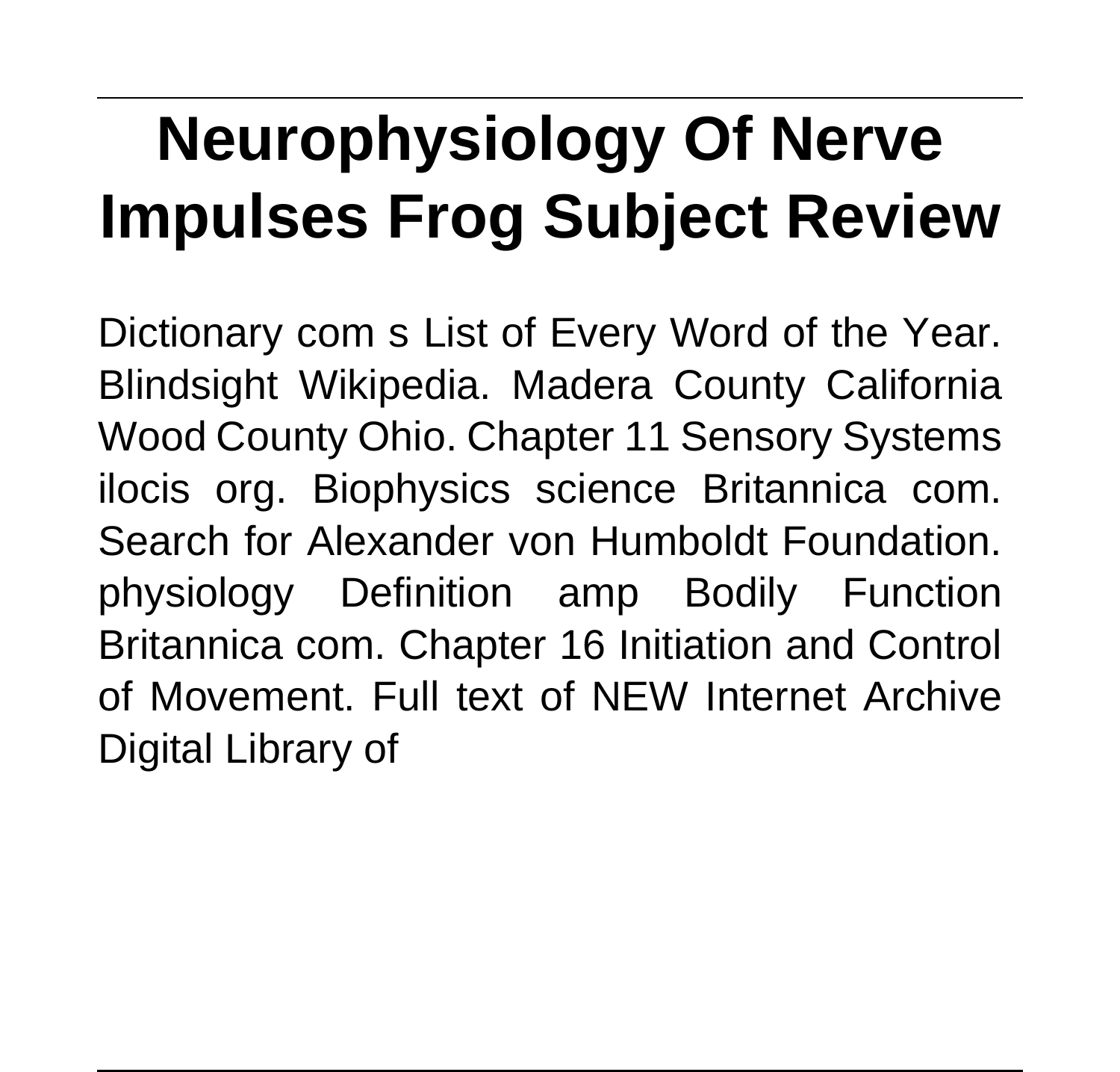# Neurophysiology Of Nerve Impulses Frog Subject Review

Dictionary com s List of Every Word of the Year. Blindsight Wikipedia. Madera County California Wood County Ohio. Chapter 11 Sensory Systems ilocis org. Biophysics science Britannica com. Search for Alexander von Humboldt Foundation. physiology Definition amp Bodily Function Britannica com. Chapter 16 Initiation and Control of Movement. Full text of NEW Internet Archive Digital Library of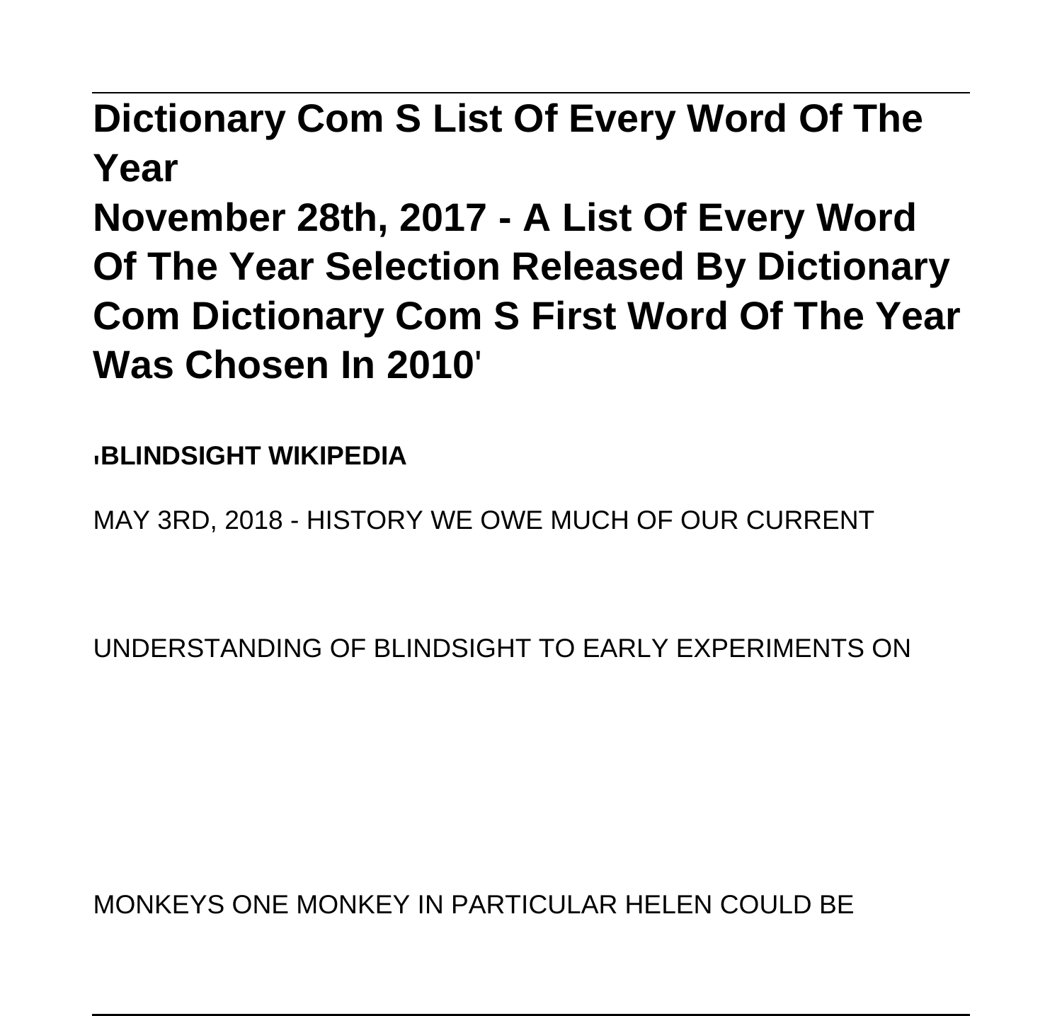**Dictionary Com S List Of Every Word Of The Year**

**November 28th, 2017 - A List Of Every Word Of The Year Selection Released By Dictionary Com Dictionary Com S First Word Of The Year Was Chosen In 2010'**

'**BLINDSIGHT WIKIPEDIA**

MAY 3RD, 2018 - HISTORY WE OWE MUCH OF OUR CURRENT UNDERSTANDING OF BLINDSIGHT TO EARLY EXPERIMENTS ON MONKEYS ONE MONKEY IN PARTICULAR HELEN COULD BE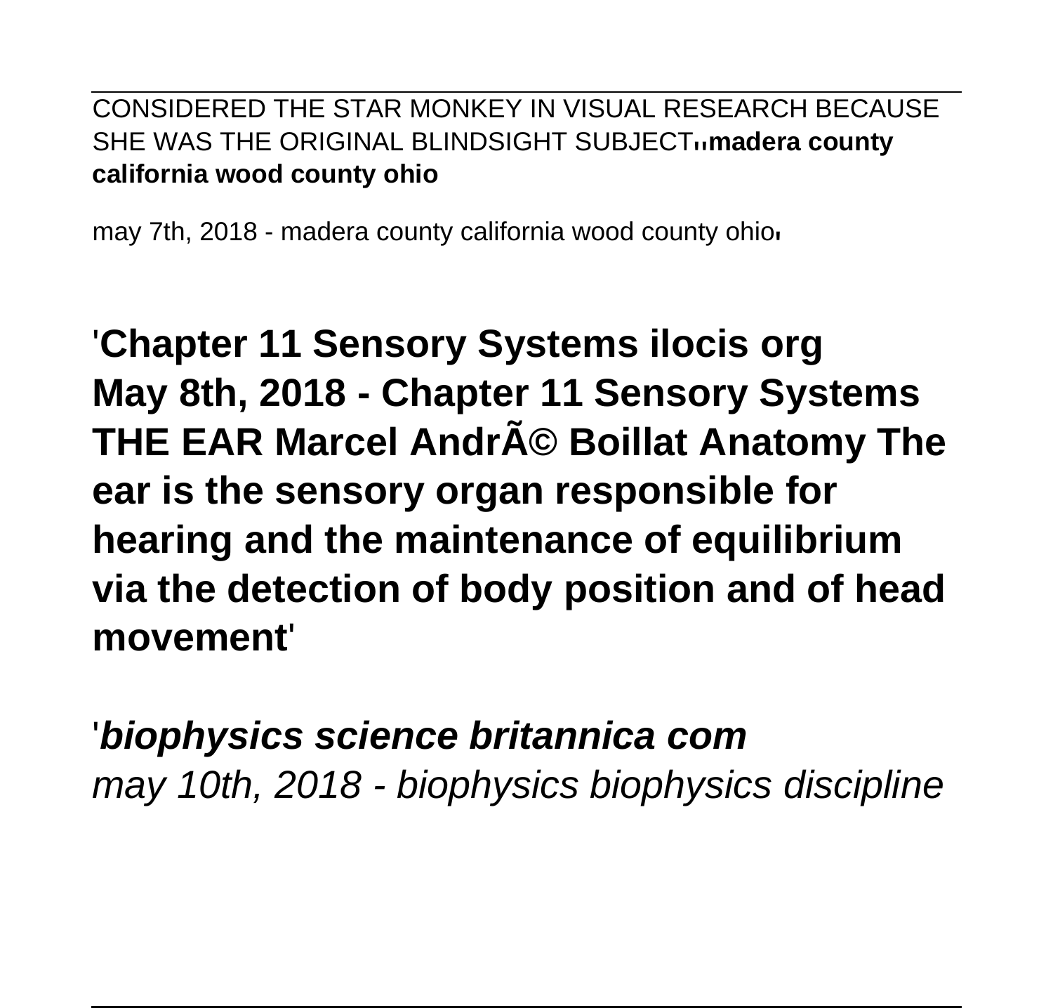CONSIDERED THE STAR MONKEY IN VISUAL RESEARCH BECAUSE SHE WAS THE ORIGINAL BLINDSIGHT SUBJECT''**madera county california wood county ohio**

may 7th, 2018 - madera county california wood county ohio'

'**Chapter 11 Sensory Systems ilocis org**
**May 8th, 2018 - Chapter 11 Sensory Systems THE EAR Marcel AndrÃ© Boillat Anatomy The ear is the sensory organ responsible for hearing and the maintenance of equilibrium via the detection of body position and of head movement**'

'***biophysics science britannica com***
*may 10th, 2018 - biophysics biophysics discipline*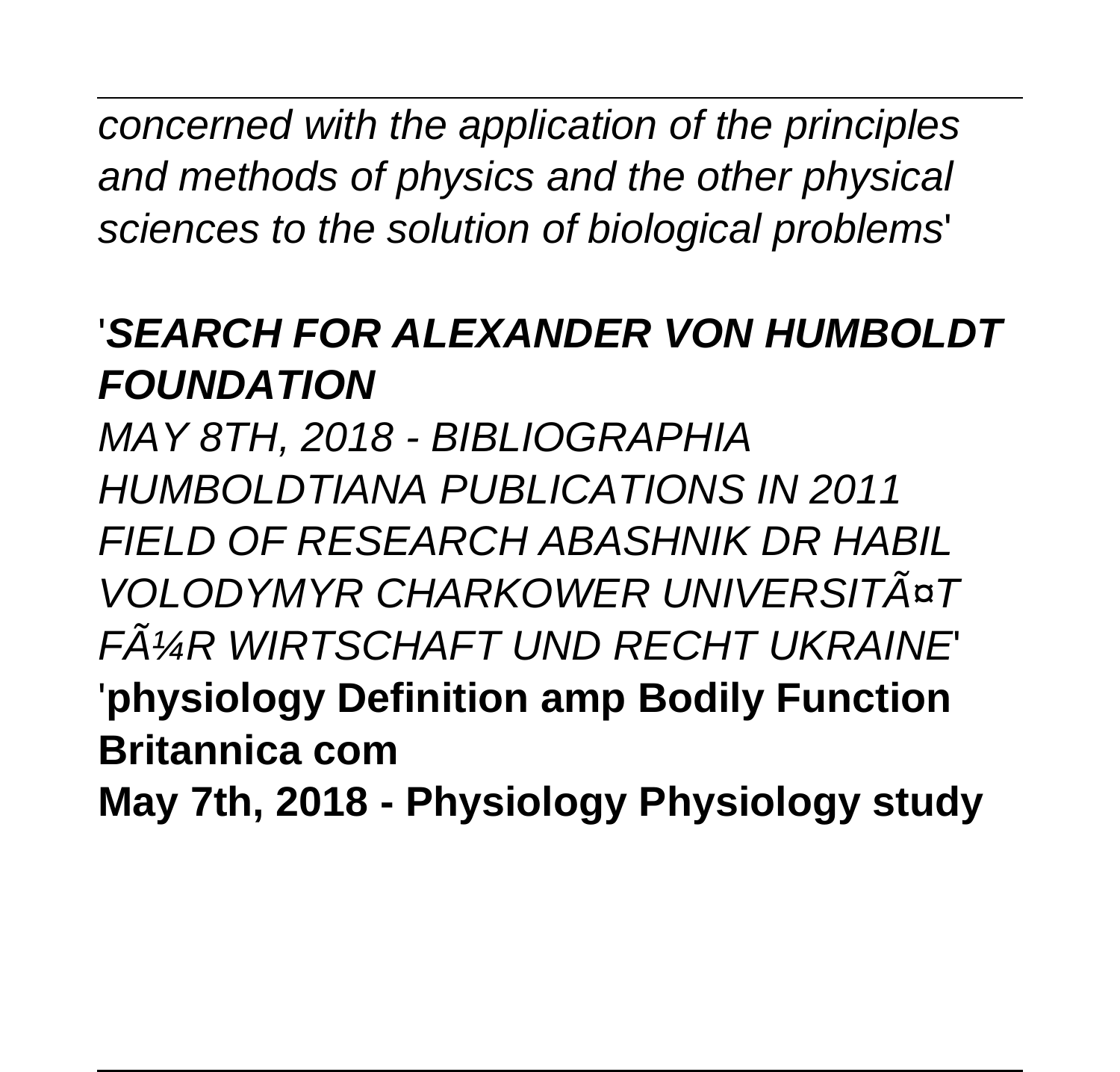*concerned with the application of the principles and methods of physics and the other physical sciences to the solution of biological problems*'

'***SEARCH FOR ALEXANDER VON HUMBOLDT FOUNDATION***

*MAY 8TH, 2018 - BIBLIOGRAPHIA HUMBOLDTIANA PUBLICATIONS IN 2011 FIELD OF RESEARCH ABASHNIK DR HABIL VOLODYMYR CHARKOWER UNIVERSITÃ¤T FÃ¼R WIRTSCHAFT UND RECHT UKRAINE*'

'**physiology Definition amp Bodily Function Britannica com**

**May 7th, 2018 - Physiology Physiology study**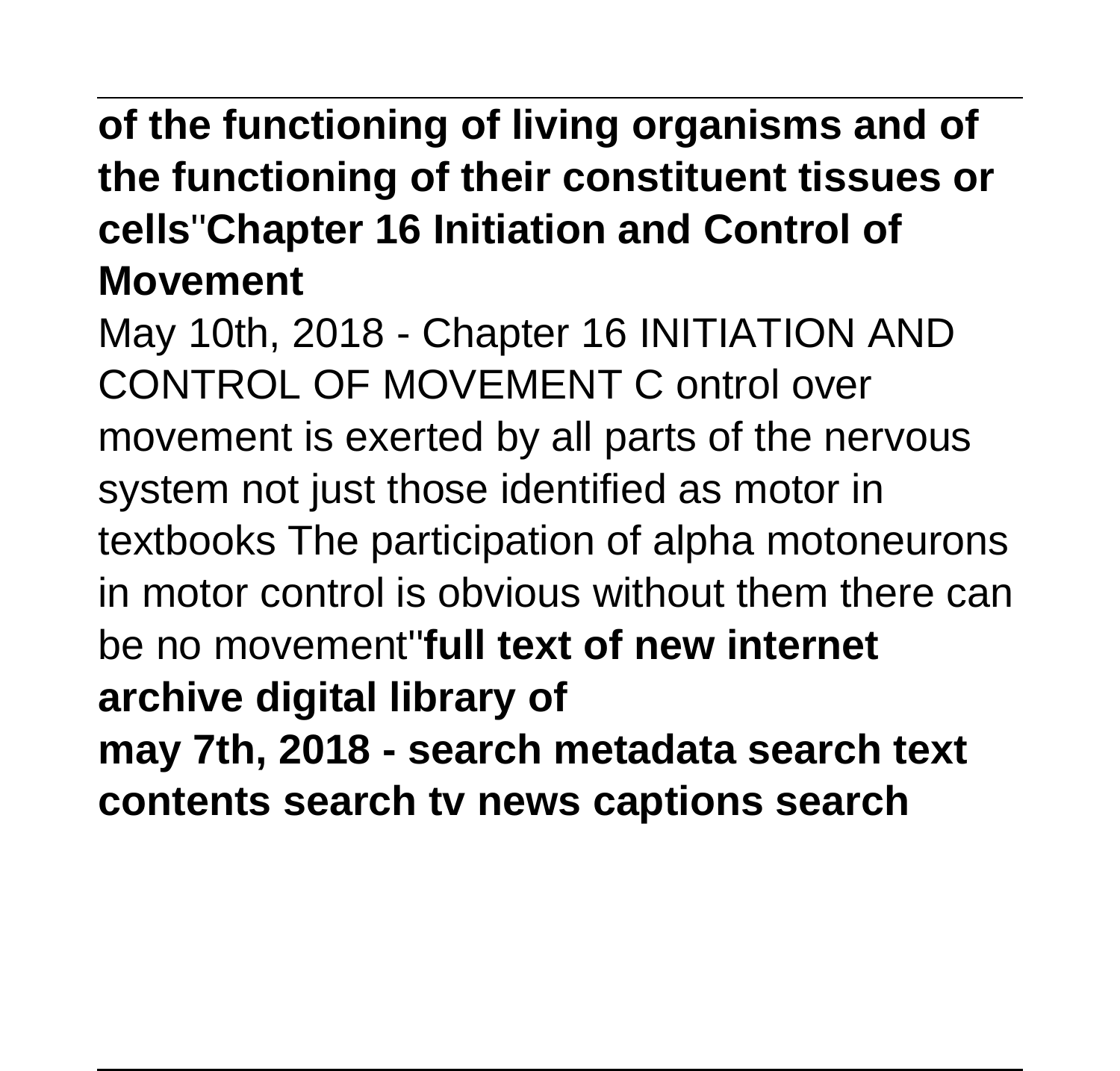**of the functioning of living organisms and of the functioning of their constituent tissues or cells''Chapter 16 Initiation and Control of Movement**

May 10th, 2018 - Chapter 16 INITIATION AND CONTROL OF MOVEMENT C ontrol over movement is exerted by all parts of the nervous system not just those identified as motor in textbooks The participation of alpha motoneurons in motor control is obvious without them there can be no movement''**full text of new internet archive digital library of**

**may 7th, 2018 - search metadata search text contents search tv news captions search**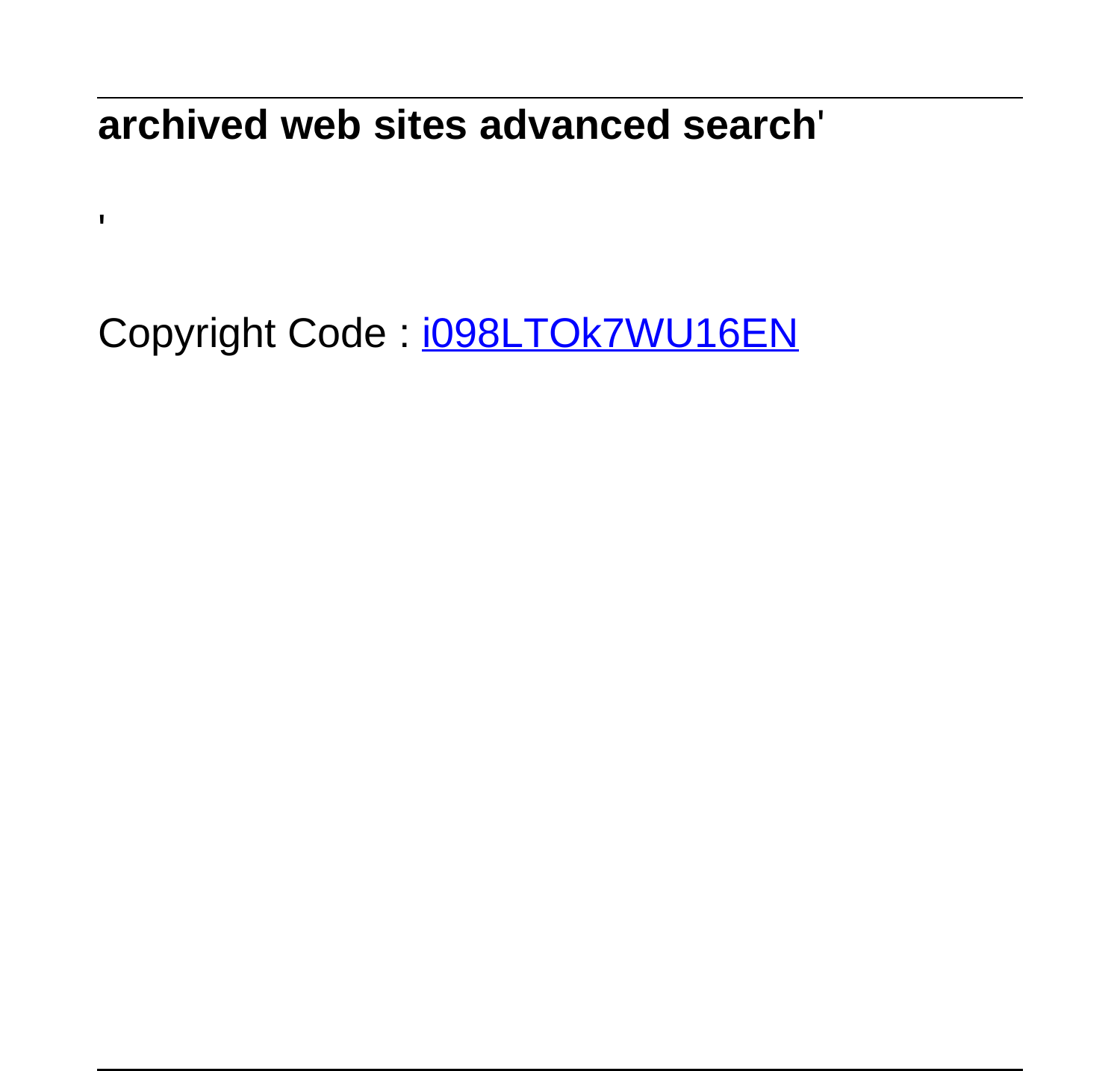**archived web sites advanced search**'

'

Copyright Code : [i098LTOk7WU16EN]